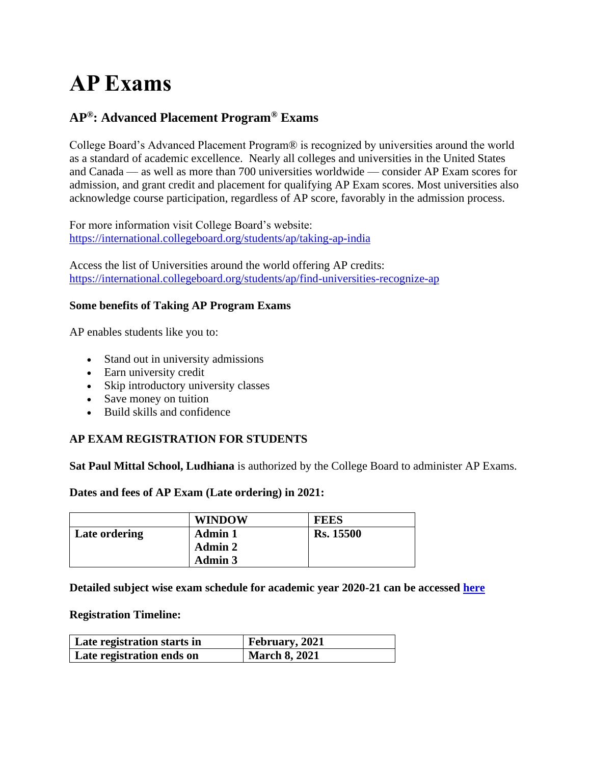# AP Exams

## AP®: Advanced Placement Program® Exams

College Board's Advanced Placement Program® is recognized by universities around the world as a standard of academic excellence. Nearly all colleges and universities in the United States and Canada — as well as more than 700 universities worldwide — consider AP Exam scores for admission, and grant credit and placement for qualifying AP Exam scores. Most universities also acknowledge course participation, regardless of AP score, favorably in the admission process.

For more information visit College Board's website: https://international.collegeboard.org/students/ap/taking-ap-india

Access the list of Universities around the world offering AP credits: https://international.collegeboard.org/students/ap/find-universities-recognize-ap

**Some benefits of Taking AP Program Exams**

AP enables students like you to:

- Stand out in university admissions
- Earn university credit
- Skip introductory university classes
- Save money on tuition
- Build skills and confidence

**AP EXAM REGISTRATION FOR STUDENTS**

**Sat Paul Mittal School, Ludhiana** is authorized by the College Board to administer AP Exams.

**Dates and fees of AP Exam (Late ordering) in 2021:**

| | **WINDOW** | **FEES** |
|---|---|---|
| **Late ordering** | **Admin 1**<br>**Admin 2**<br>**Admin 3** | **Rs. 15500** |

**Detailed subject wise exam schedule for academic year 2020-21 can be accessed here**

**Registration Timeline:**

| **Late registration starts in** | **February, 2021** |
|---|---|
| **Late registration ends on** | **March 8, 2021** |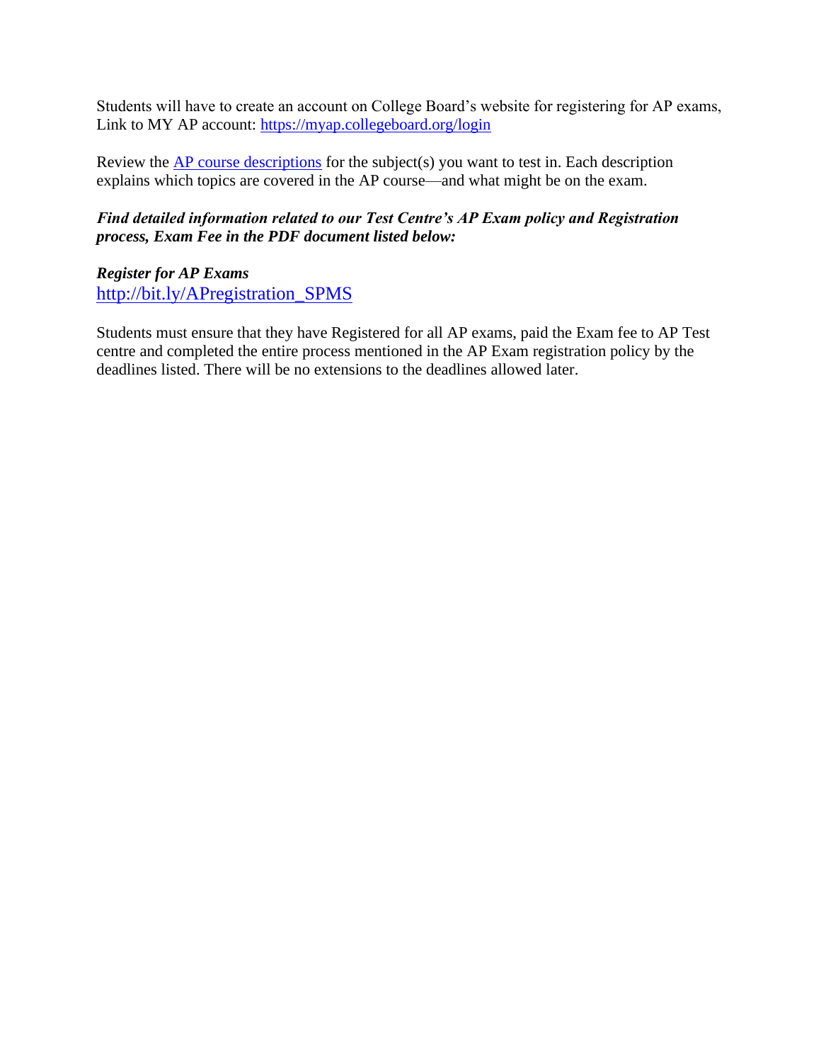Students will have to create an account on College Board's website for registering for AP exams, Link to MY AP account: [https://myap.collegeboard.org/login](https://myap.collegeboard.org/login)

Review the AP course descriptions for the subject(s) you want to test in. Each description explains which topics are covered in the AP course—and what might be on the exam.

***Find detailed information related to our Test Centre's AP Exam policy and Registration process, Exam Fee in the PDF document listed below:***

***Register for AP Exams***

[http://bit.ly/APregistration_SPMS](http://bit.ly/APregistration_SPMS)

Students must ensure that they have Registered for all AP exams, paid the Exam fee to AP Test centre and completed the entire process mentioned in the AP Exam registration policy by the deadlines listed. There will be no extensions to the deadlines allowed later.